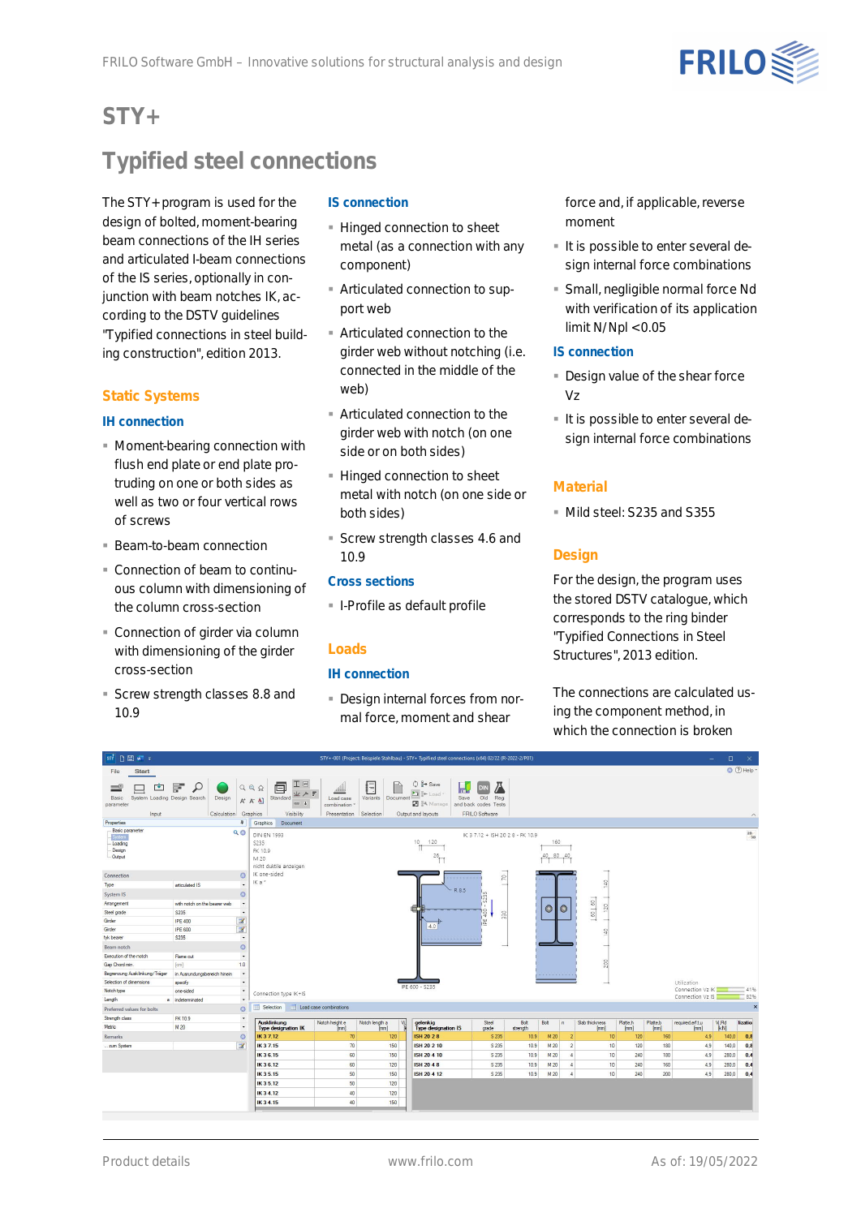# STY+

## Typified steel connections

The STY+ program is used for the design of bolted, moment-bearing beam connections of the IH series and articulated I-beam connections of the IS series, optionally in conjunction with beam notches IK, according to the DSTV guidelines "Typified connections in steel building construction", edition 2013.

### Static Systems

#### IH connection

- Moment-bearing connection with flush end plate or end plate protruding on one or both sides as well as two or four vertical rows of screws
- Beam-to-beam connection
- Connection of beam to continuous column with dimensioning of the column cross-section
- Connection of girder via column with dimensioning of the girder cross-section
- Screw strength classes 8.8 and 10.9

#### IS connection

- Hinged connection to sheet metal (as a connection with any component)
- Articulated connection to support web
- Articulated connection to the girder web without notching (i.e. connected in the middle of the web)
- Articulated connection to the girder web with notch (on one side or on both sides)
- Hinged connection to sheet metal with notch (on one side or both sides)
- Screw strength classes 4.6 and 10.9

### Cross sections

- I-Profile as default profile

### Loads

#### IH connection

- Design internal forces from normal force, moment and shear force and, if applicable, reverse moment
- It is possible to enter several design internal force combinations
- Small, negligible normal force Nd with verification of its application limit N/Npl <0.05

#### IS connection

- Design value of the shear force Vz
- It is possible to enter several design internal force combinations

### Material

- Mild steel: S235 and S355

### Design

For the design, the program uses the stored DSTV catalogue, which corresponds to the ring binder "Typified Connections in Steel Structures", 2013 edition.

The connections are calculated using the component method, in which the connection is broken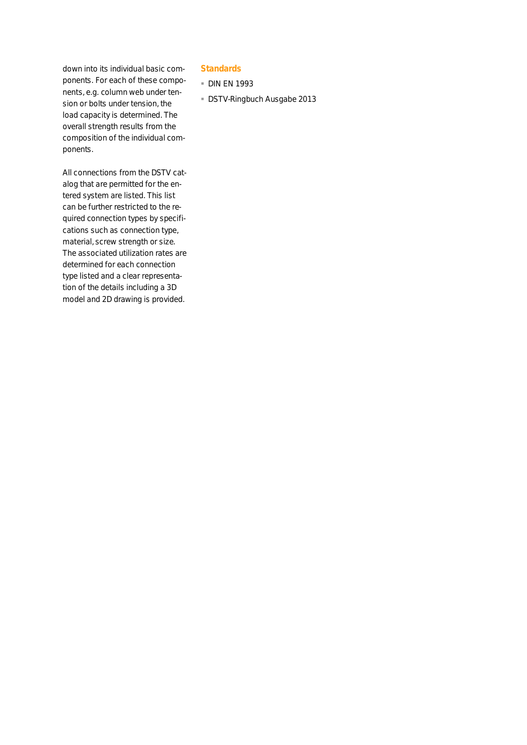down into its individual basic components. For each of these components, e.g. column web under tension or bolts under tension, the load capacity is determined. The overall strength results from the composition of the individual components.

All connections from the DSTV catalog that are permitted for the entered system are listed. This list can be further restricted to the required connection types by specifications such as connection type, material, screw strength or size. The associated utilization rates are determined for each connection type listed and a clear representation of the details including a 3D model and 2D drawing is provided.

### Standards

- DIN EN 1993
- DSTV-Ringbuch Ausgabe 2013